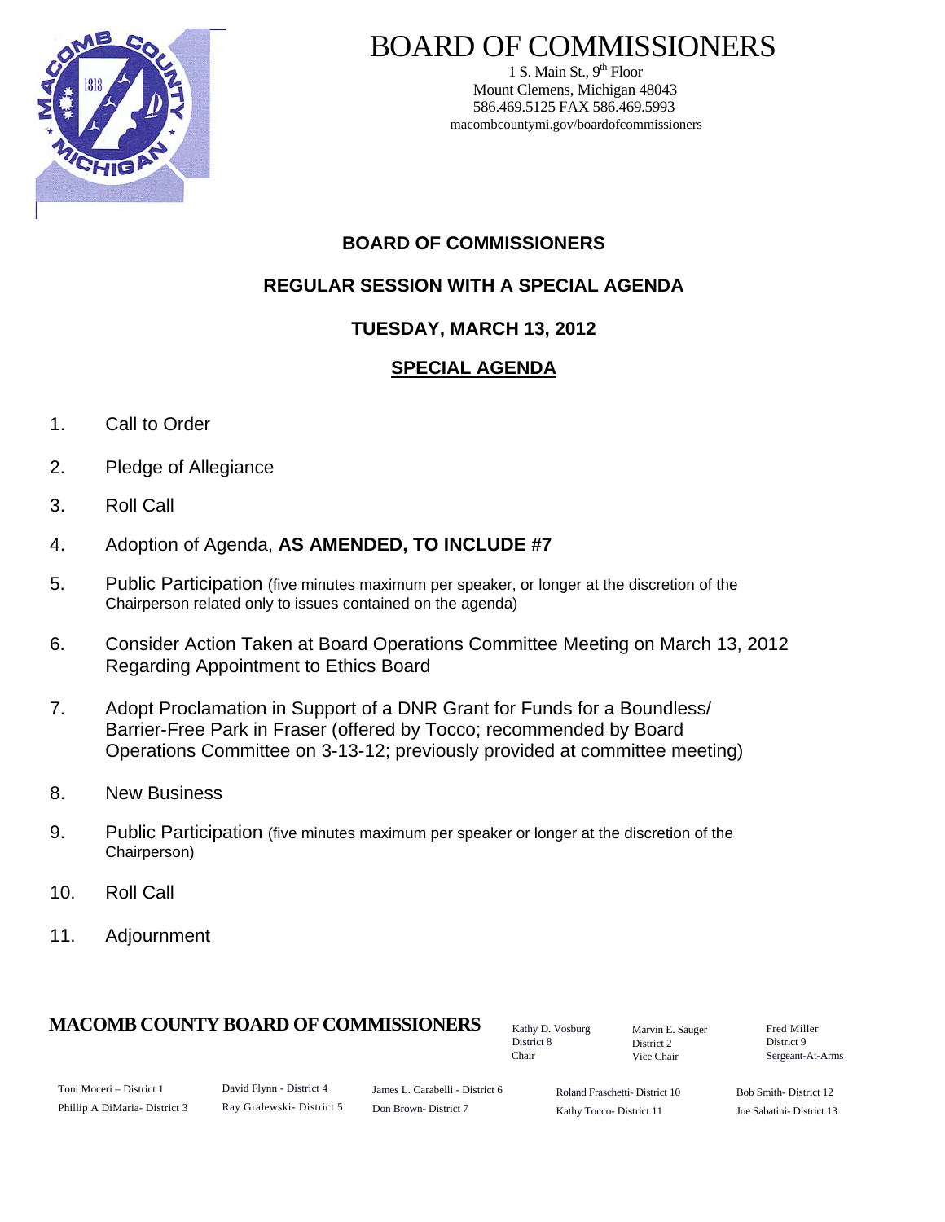# BOARD OF COMMISSIONERS

1 S. Main St., 9th Floor
Mount Clemens, Michigan 48043
586.469.5125 FAX 586.469.5993
macombcountymi.gov/boardofcommissioners

## BOARD OF COMMISSIONERS

## REGULAR SESSION WITH A SPECIAL AGENDA

## TUESDAY, MARCH 13, 2012

## SPECIAL AGENDA

1. Call to Order
2. Pledge of Allegiance
3. Roll Call
4. Adoption of Agenda, **AS AMENDED, TO INCLUDE #7**
5. Public Participation (five minutes maximum per speaker, or longer at the discretion of the Chairperson related only to issues contained on the agenda)
6. Consider Action Taken at Board Operations Committee Meeting on March 13, 2012 Regarding Appointment to Ethics Board
7. Adopt Proclamation in Support of a DNR Grant for Funds for a Boundless/ Barrier-Free Park in Fraser (offered by Tocco; recommended by Board Operations Committee on 3-13-12; previously provided at committee meeting)
8. New Business
9. Public Participation (five minutes maximum per speaker or longer at the discretion of the Chairperson)
10. Roll Call
11. Adjournment

**MACOMB COUNTY BOARD OF COMMISSIONERS**

Kathy D. Vosburg, District 8, Chair
Marvin E. Sauger, District 2, Vice Chair
Fred Miller, District 9, Sergeant-At-Arms

Toni Moceri – District 1
Phillip A DiMaria- District 3
David Flynn - District 4
Ray Gralewski- District 5
James L. Carabelli - District 6
Don Brown- District 7
Roland Fraschetti- District 10
Kathy Tocco- District 11
Bob Smith- District 12
Joe Sabatini- District 13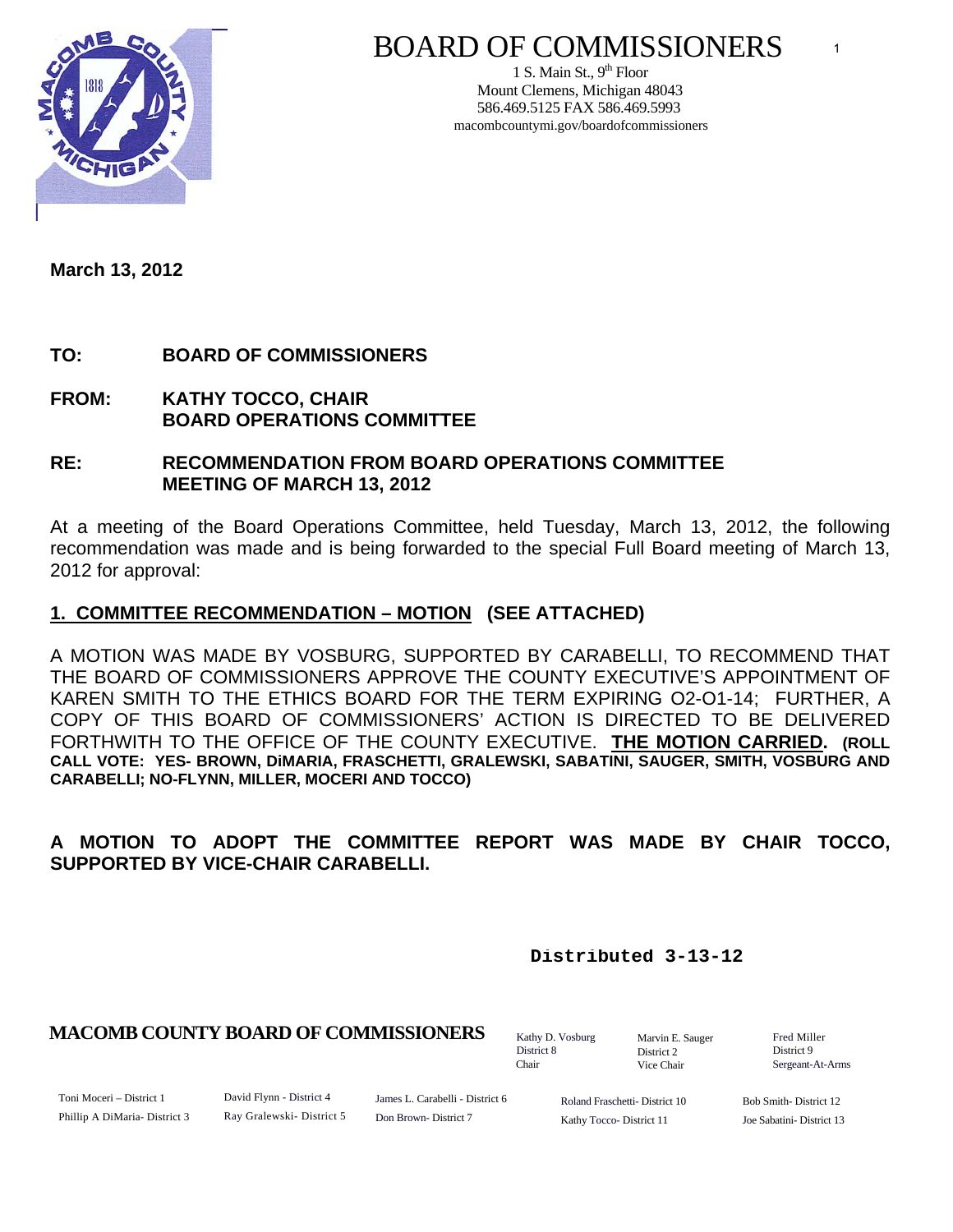# BOARD OF COMMISSIONERS

1 S. Main St., 9th Floor
Mount Clemens, Michigan 48043
586.469.5125 FAX 586.469.5993
macombcountymi.gov/boardofcommissioners

**March 13, 2012**

**TO: BOARD OF COMMISSIONERS**

**FROM: KATHY TOCCO, CHAIR**
**BOARD OPERATIONS COMMITTEE**

**RE: RECOMMENDATION FROM BOARD OPERATIONS COMMITTEE MEETING OF MARCH 13, 2012**

At a meeting of the Board Operations Committee, held Tuesday, March 13, 2012, the following recommendation was made and is being forwarded to the special Full Board meeting of March 13, 2012 for approval:

**1. COMMITTEE RECOMMENDATION – MOTION (SEE ATTACHED)**

A MOTION WAS MADE BY VOSBURG, SUPPORTED BY CARABELLI, TO RECOMMEND THAT THE BOARD OF COMMISSIONERS APPROVE THE COUNTY EXECUTIVE'S APPOINTMENT OF KAREN SMITH TO THE ETHICS BOARD FOR THE TERM EXPIRING O2-O1-14; FURTHER, A COPY OF THIS BOARD OF COMMISSIONERS' ACTION IS DIRECTED TO BE DELIVERED FORTHWITH TO THE OFFICE OF THE COUNTY EXECUTIVE. **THE MOTION CARRIED. (ROLL CALL VOTE: YES- BROWN, DiMARIA, FRASCHETTI, GRALEWSKI, SABATINI, SAUGER, SMITH, VOSBURG AND CARABELLI; NO-FLYNN, MILLER, MOCERI AND TOCCO)**

**A MOTION TO ADOPT THE COMMITTEE REPORT WAS MADE BY CHAIR TOCCO, SUPPORTED BY VICE-CHAIR CARABELLI.**

**Distributed 3-13-12**

**MACOMB COUNTY BOARD OF COMMISSIONERS**

Kathy D. Vosburg, District 8, Chair
Marvin E. Sauger, District 2, Vice Chair
Fred Miller, District 9, Sergeant-At-Arms

Toni Moceri – District 1
Phillip A DiMaria- District 3
David Flynn - District 4
Ray Gralewski- District 5
James L. Carabelli - District 6
Don Brown- District 7
Roland Fraschetti- District 10
Kathy Tocco- District 11
Bob Smith- District 12
Joe Sabatini- District 13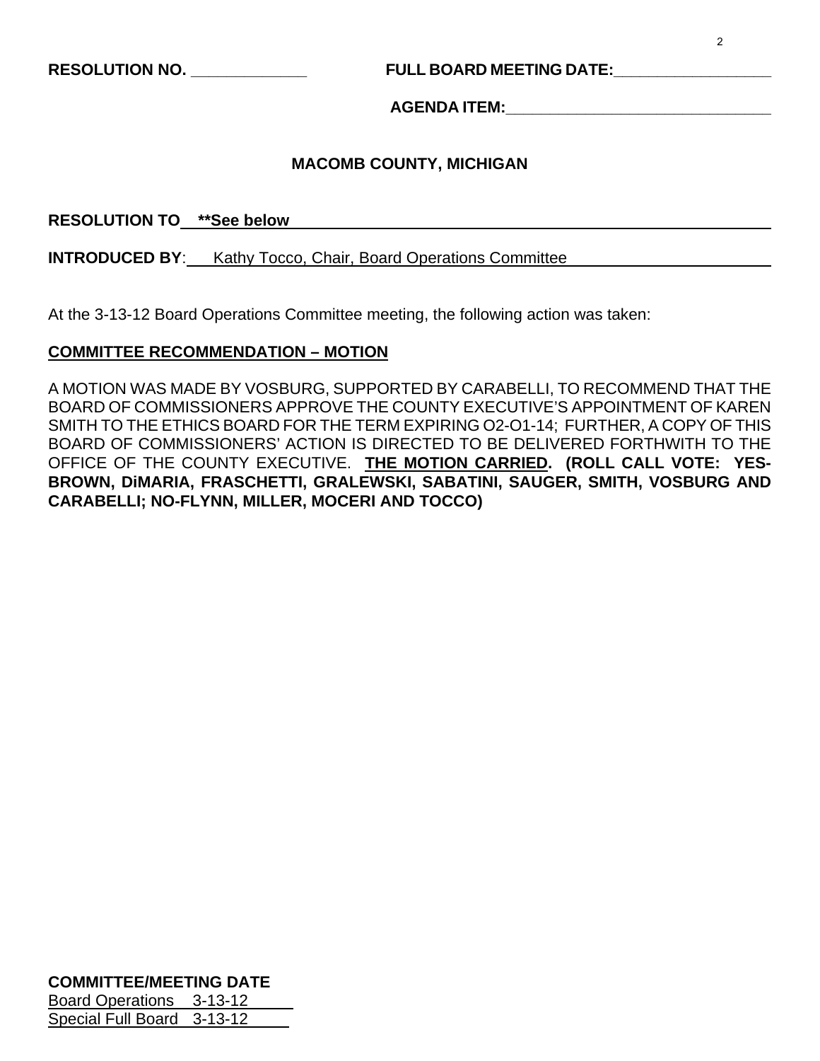**RESOLUTION NO. ____________** **FULL BOARD MEETING DATE:________________**

**AGENDA ITEM:____________________________**

**MACOMB COUNTY, MICHIGAN**

**RESOLUTION TO** **\*\*See below**

**INTRODUCED BY**: Kathy Tocco, Chair, Board Operations Committee

At the 3-13-12 Board Operations Committee meeting, the following action was taken:

**COMMITTEE RECOMMENDATION – MOTION**

A MOTION WAS MADE BY VOSBURG, SUPPORTED BY CARABELLI, TO RECOMMEND THAT THE BOARD OF COMMISSIONERS APPROVE THE COUNTY EXECUTIVE'S APPOINTMENT OF KAREN SMITH TO THE ETHICS BOARD FOR THE TERM EXPIRING O2-O1-14; FURTHER, A COPY OF THIS BOARD OF COMMISSIONERS' ACTION IS DIRECTED TO BE DELIVERED FORTHWITH TO THE OFFICE OF THE COUNTY EXECUTIVE. **THE MOTION CARRIED. (ROLL CALL VOTE: YES-BROWN, DiMARIA, FRASCHETTI, GRALEWSKI, SABATINI, SAUGER, SMITH, VOSBURG AND CARABELLI; NO-FLYNN, MILLER, MOCERI AND TOCCO)**

**COMMITTEE/MEETING DATE**

Board Operations 3-13-12

Special Full Board 3-13-12